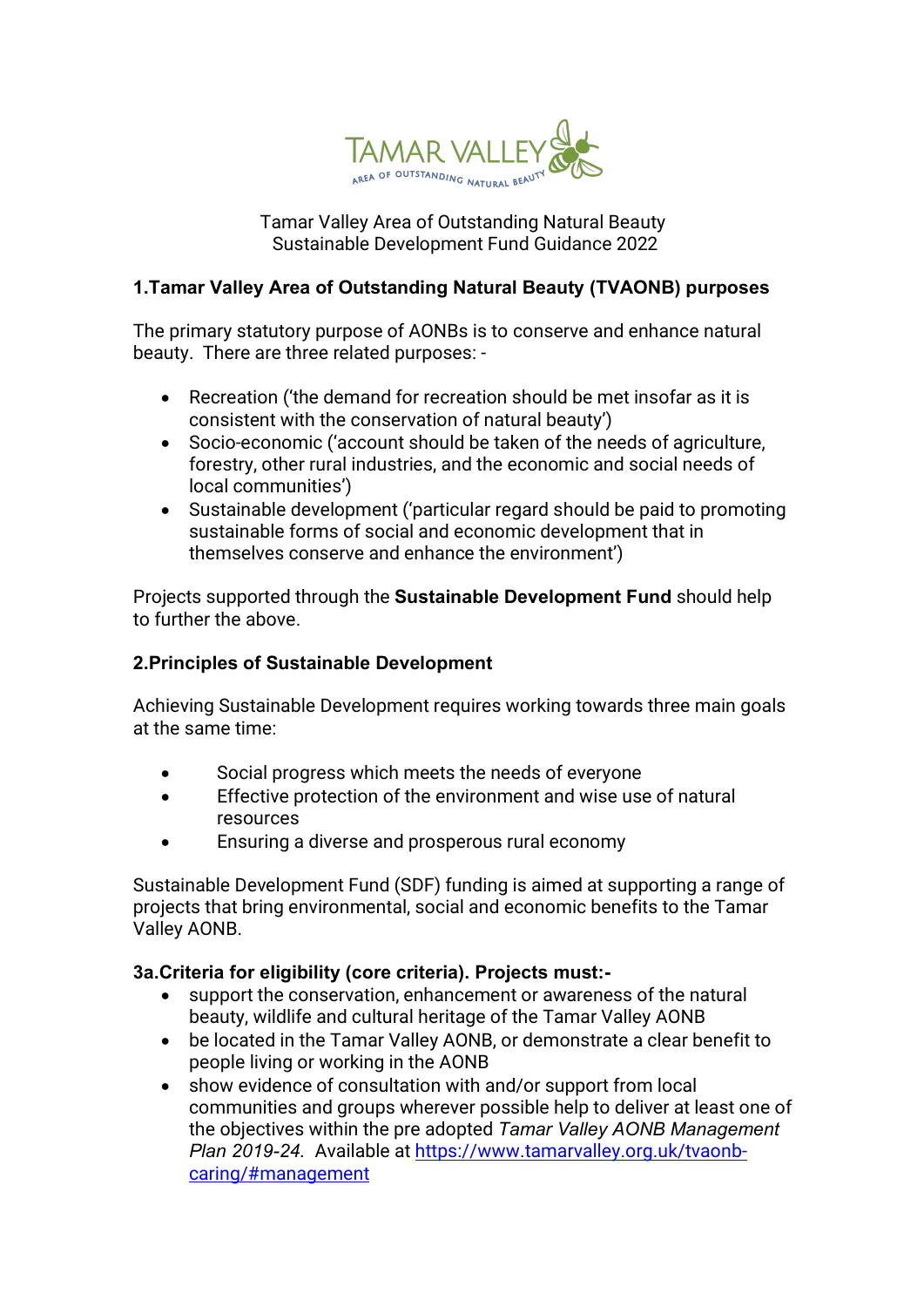Tamar Valley Area of Outstanding Natural Beauty
Sustainable Development Fund Guidance 2022

## 1.Tamar Valley Area of Outstanding Natural Beauty (TVAONB) purposes

The primary statutory purpose of AONBs is to conserve and enhance natural beauty. There are three related purposes: -

- Recreation ('the demand for recreation should be met insofar as it is consistent with the conservation of natural beauty')
- Socio-economic ('account should be taken of the needs of agriculture, forestry, other rural industries, and the economic and social needs of local communities')
- Sustainable development ('particular regard should be paid to promoting sustainable forms of social and economic development that in themselves conserve and enhance the environment')

Projects supported through the **Sustainable Development Fund** should help to further the above.

## 2.Principles of Sustainable Development

Achieving Sustainable Development requires working towards three main goals at the same time:

- Social progress which meets the needs of everyone
- Effective protection of the environment and wise use of natural resources
- Ensuring a diverse and prosperous rural economy

Sustainable Development Fund (SDF) funding is aimed at supporting a range of projects that bring environmental, social and economic benefits to the Tamar Valley AONB.

### 3a.Criteria for eligibility (core criteria). Projects must:-

- support the conservation, enhancement or awareness of the natural beauty, wildlife and cultural heritage of the Tamar Valley AONB
- be located in the Tamar Valley AONB, or demonstrate a clear benefit to people living or working in the AONB
- show evidence of consultation with and/or support from local communities and groups wherever possible help to deliver at least one of the objectives within the pre adopted *Tamar Valley AONB Management Plan 2019-24.* Available at [https://www.tamarvalley.org.uk/tvaonb-caring/#management](https://www.tamarvalley.org.uk/tvaonb-caring/#management)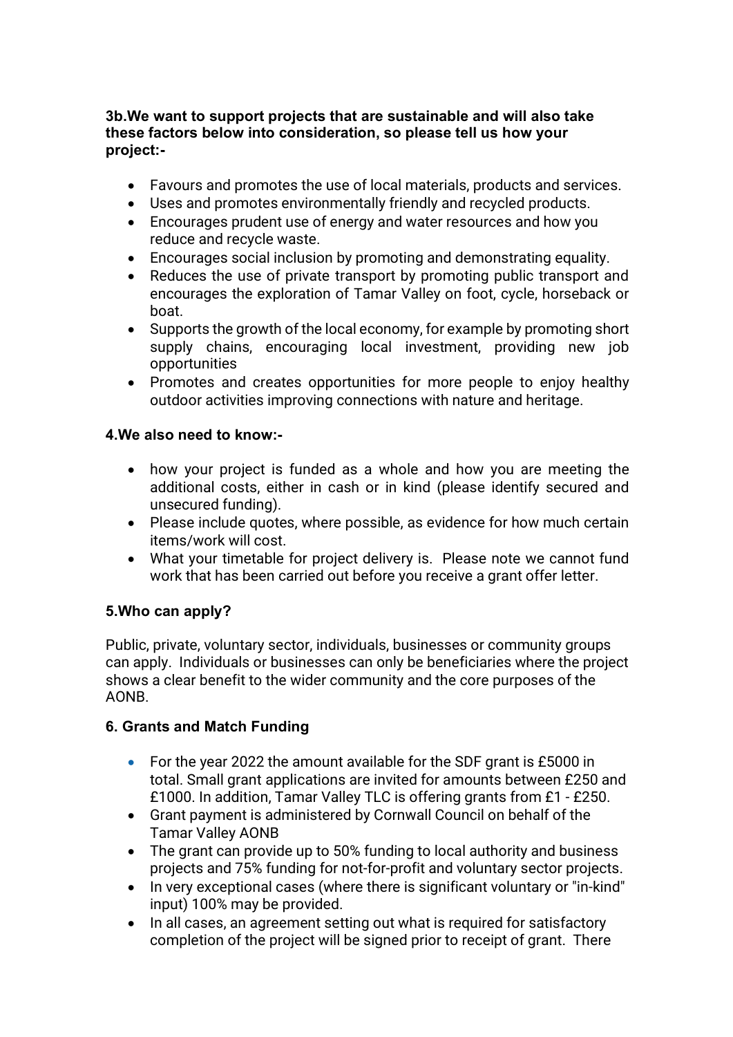**3b.We want to support projects that are sustainable and will also take these factors below into consideration, so please tell us how your project:-**

- Favours and promotes the use of local materials, products and services.
- Uses and promotes environmentally friendly and recycled products.
- Encourages prudent use of energy and water resources and how you reduce and recycle waste.
- Encourages social inclusion by promoting and demonstrating equality.
- Reduces the use of private transport by promoting public transport and encourages the exploration of Tamar Valley on foot, cycle, horseback or boat.
- Supports the growth of the local economy, for example by promoting short supply chains, encouraging local investment, providing new job opportunities
- Promotes and creates opportunities for more people to enjoy healthy outdoor activities improving connections with nature and heritage.

**4.We also need to know:-**

- how your project is funded as a whole and how you are meeting the additional costs, either in cash or in kind (please identify secured and unsecured funding).
- Please include quotes, where possible, as evidence for how much certain items/work will cost.
- What your timetable for project delivery is. Please note we cannot fund work that has been carried out before you receive a grant offer letter.

**5.Who can apply?**

Public, private, voluntary sector, individuals, businesses or community groups can apply. Individuals or businesses can only be beneficiaries where the project shows a clear benefit to the wider community and the core purposes of the AONB.

**6. Grants and Match Funding**

- For the year 2022 the amount available for the SDF grant is £5000 in total. Small grant applications are invited for amounts between £250 and £1000. In addition, Tamar Valley TLC is offering grants from £1 - £250.
- Grant payment is administered by Cornwall Council on behalf of the Tamar Valley AONB
- The grant can provide up to 50% funding to local authority and business projects and 75% funding for not-for-profit and voluntary sector projects.
- In very exceptional cases (where there is significant voluntary or "in-kind" input) 100% may be provided.
- In all cases, an agreement setting out what is required for satisfactory completion of the project will be signed prior to receipt of grant. There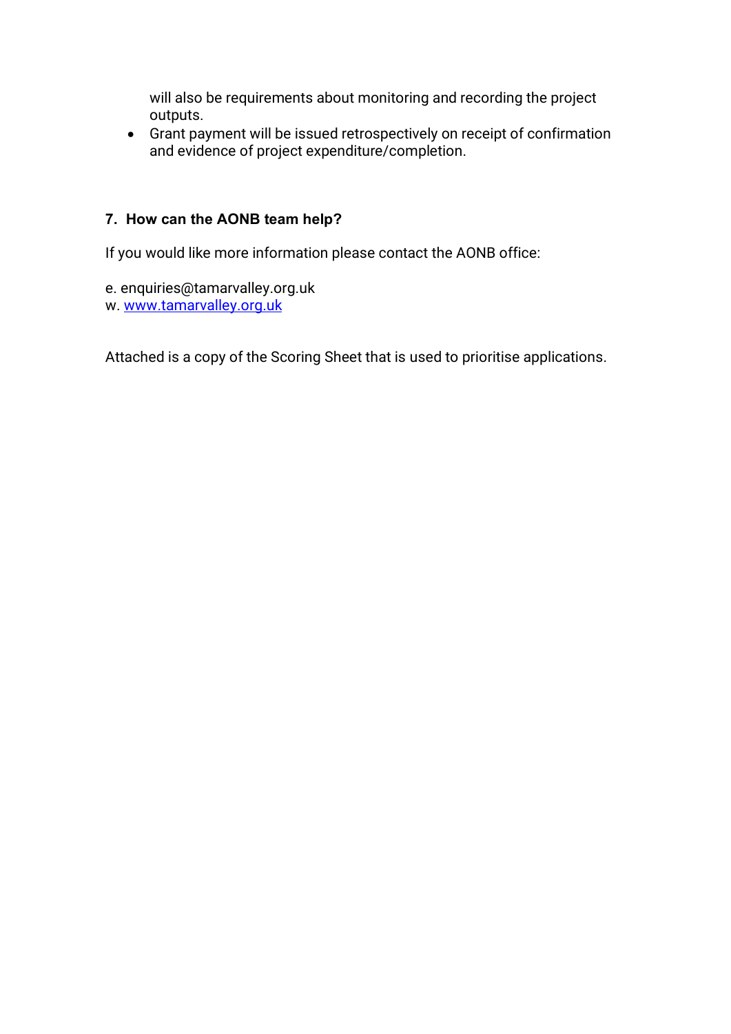will also be requirements about monitoring and recording the project outputs.

- Grant payment will be issued retrospectively on receipt of confirmation and evidence of project expenditure/completion.

## 7. How can the AONB team help?

If you would like more information please contact the AONB office:

e. enquiries@tamarvalley.org.uk
w. [www.tamarvalley.org.uk](http://www.tamarvalley.org.uk)

Attached is a copy of the Scoring Sheet that is used to prioritise applications.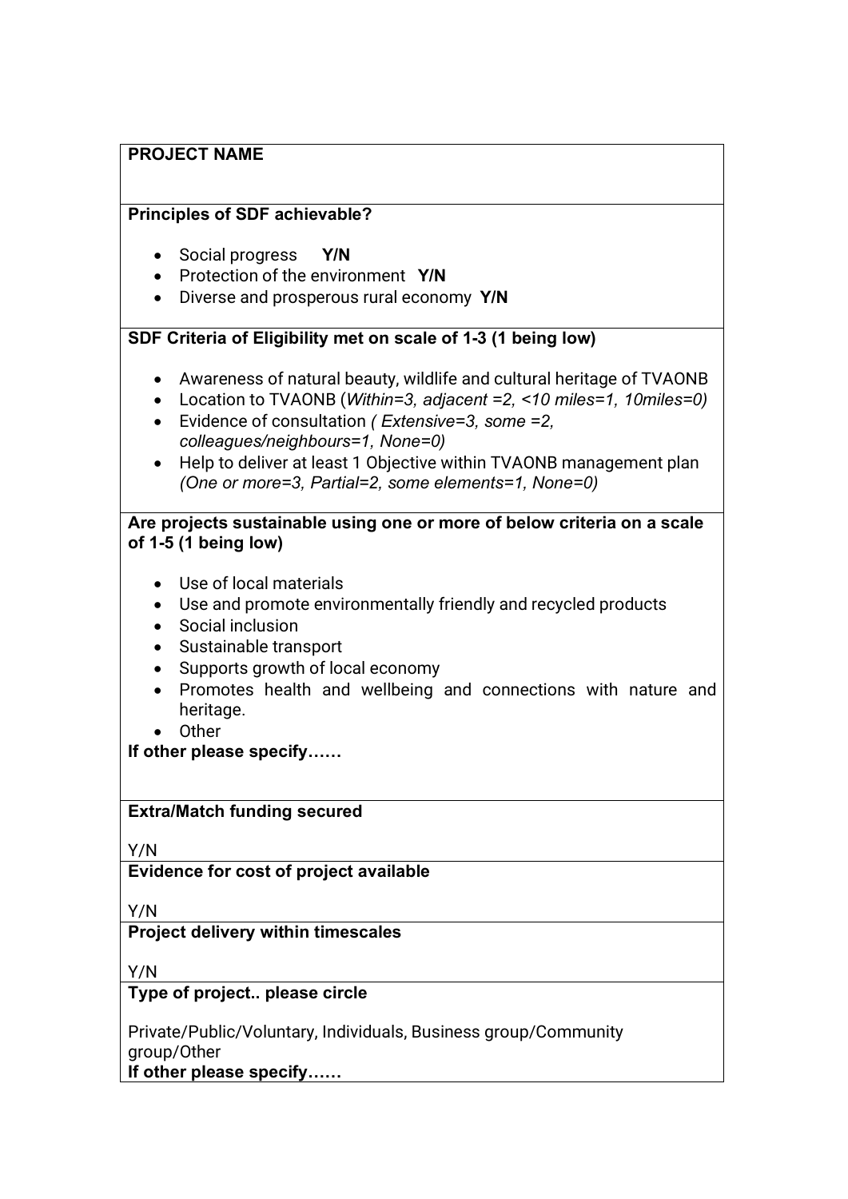**PROJECT NAME**

**Principles of SDF achievable?**

- Social progress **Y/N**
- Protection of the environment **Y/N**
- Diverse and prosperous rural economy **Y/N**

**SDF Criteria of Eligibility met on scale of 1-3 (1 being low)**

- Awareness of natural beauty, wildlife and cultural heritage of TVAONB
- Location to TVAONB (*Within=3, adjacent =2, <10 miles=1, 10miles=0)*
- Evidence of consultation *( Extensive=3, some =2, colleagues/neighbours=1, None=0)*
- Help to deliver at least 1 Objective within TVAONB management plan *(One or more=3, Partial=2, some elements=1, None=0)*

**Are projects sustainable using one or more of below criteria on a scale of 1-5 (1 being low)**

- Use of local materials
- Use and promote environmentally friendly and recycled products
- Social inclusion
- Sustainable transport
- Supports growth of local economy
- Promotes health and wellbeing and connections with nature and heritage.
- Other

**If other please specify……**

**Extra/Match funding secured**

Y/N

**Evidence for cost of project available**

Y/N

**Project delivery within timescales**

Y/N

**Type of project.. please circle**

Private/Public/Voluntary, Individuals, Business group/Community group/Other

**If other please specify……**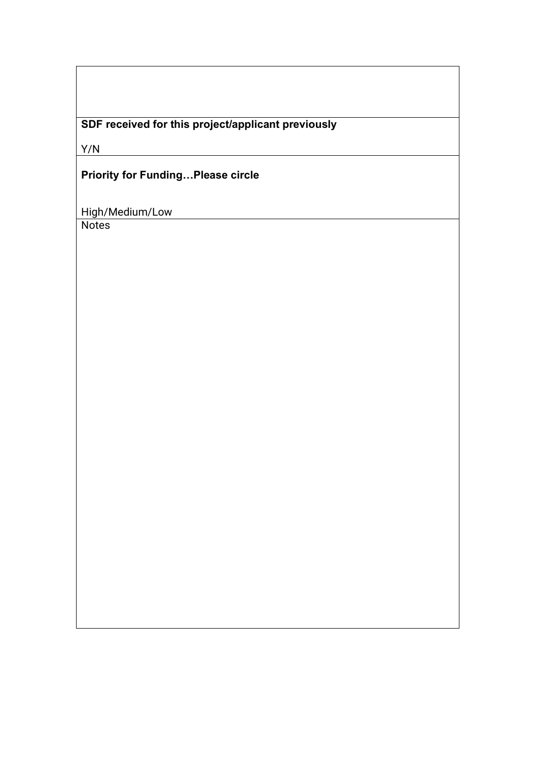| |
|---|
| |
| **SDF received for this project/applicant previously**<br><br>Y/N |
| **Priority for Funding…Please circle**<br><br>High/Medium/Low |
| Notes |